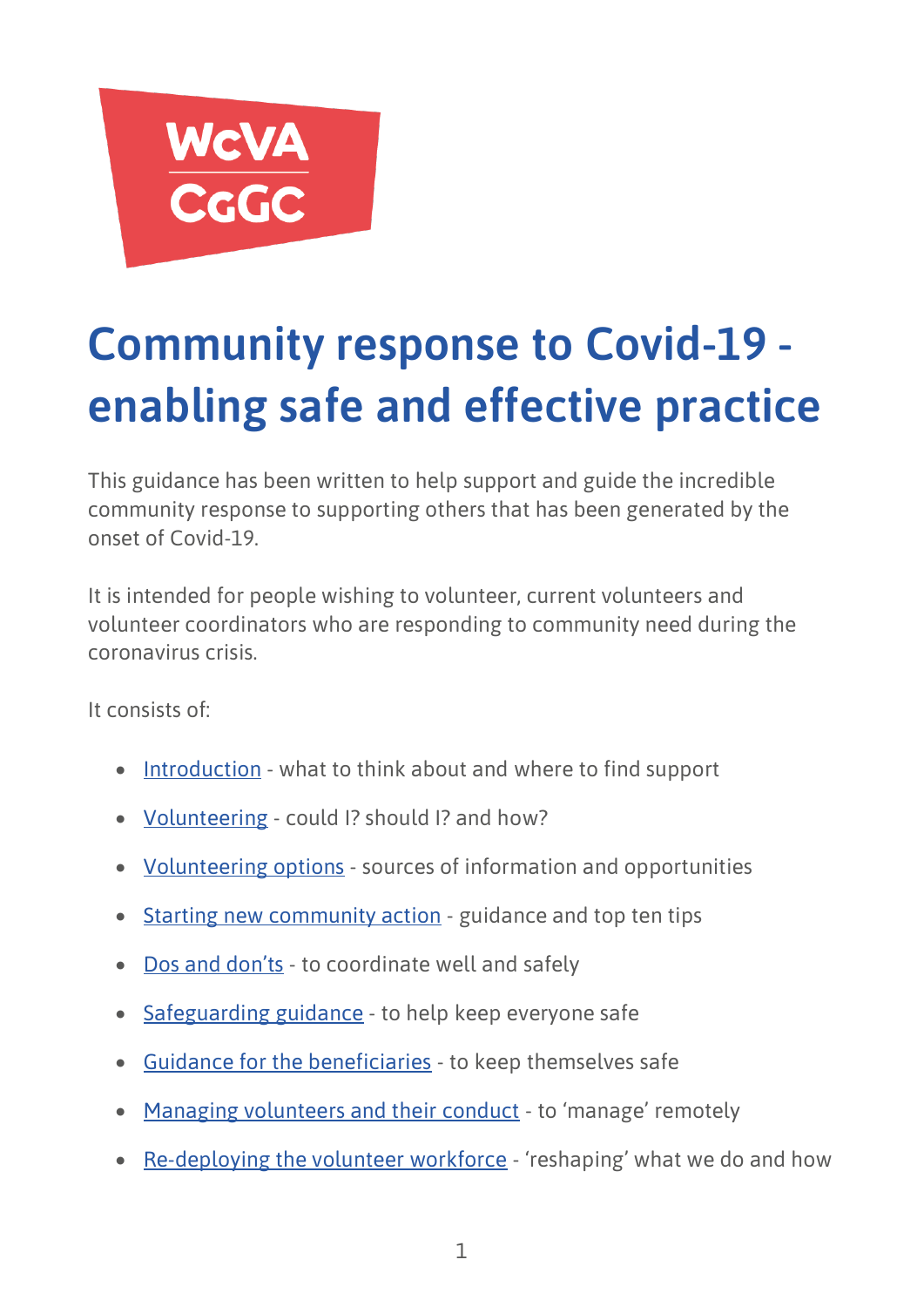WcVA
CgGC

# Community response to Covid-19 - enabling safe and effective practice

This guidance has been written to help support and guide the incredible community response to supporting others that has been generated by the onset of Covid-19.

It is intended for people wishing to volunteer, current volunteers and volunteer coordinators who are responding to community need during the coronavirus crisis.

It consists of:

- Introduction - what to think about and where to find support
- Volunteering - could I? should I? and how?
- Volunteering options - sources of information and opportunities
- Starting new community action - guidance and top ten tips
- Dos and don'ts - to coordinate well and safely
- Safeguarding guidance - to help keep everyone safe
- Guidance for the beneficiaries - to keep themselves safe
- Managing volunteers and their conduct - to 'manage' remotely
- Re-deploying the volunteer workforce - 'reshaping' what we do and how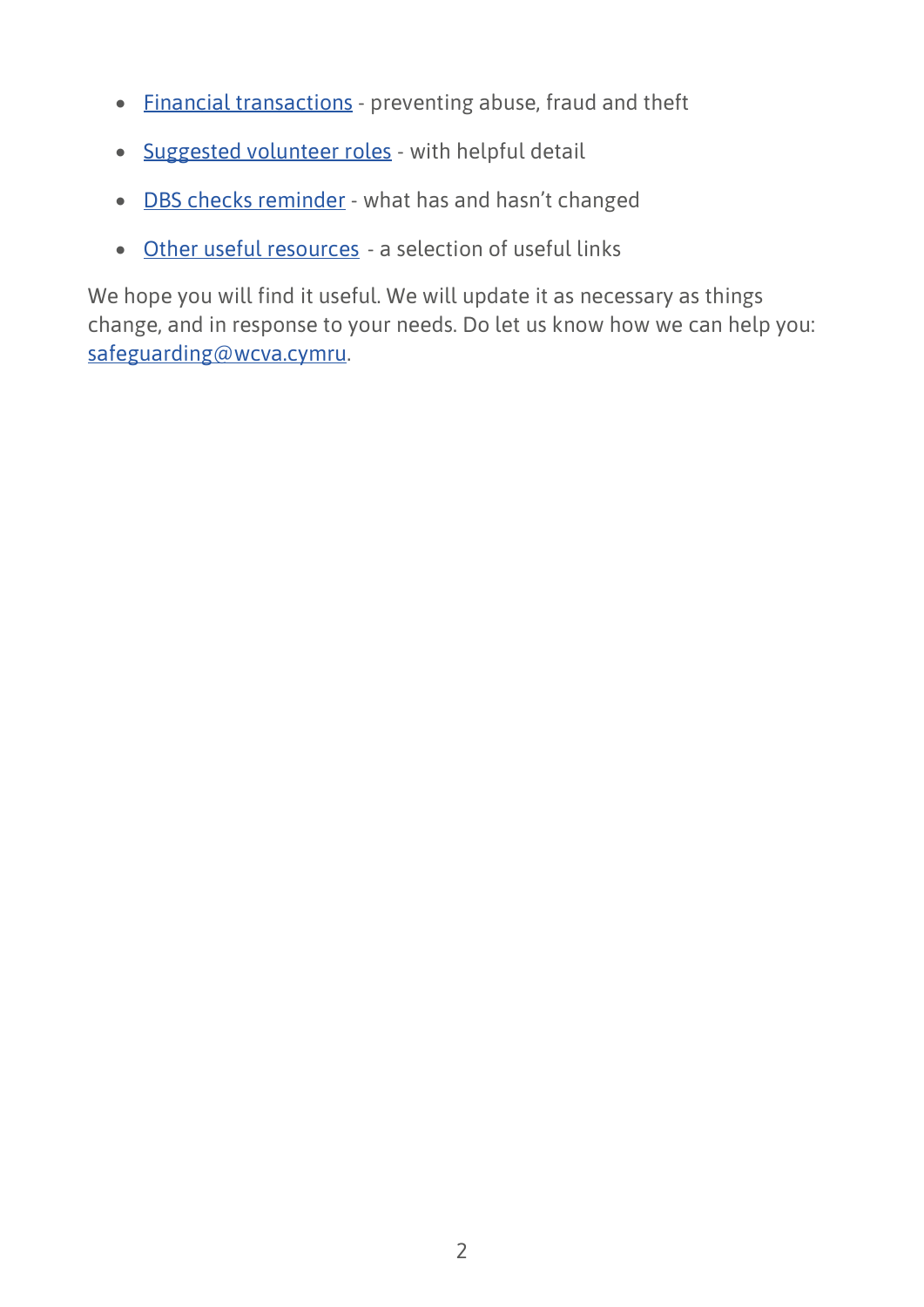- Financial transactions - preventing abuse, fraud and theft
- Suggested volunteer roles - with helpful detail
- DBS checks reminder - what has and hasn't changed
- Other useful resources - a selection of useful links

We hope you will find it useful. We will update it as necessary as things change, and in response to your needs. Do let us know how we can help you: safeguarding@wcva.cymru.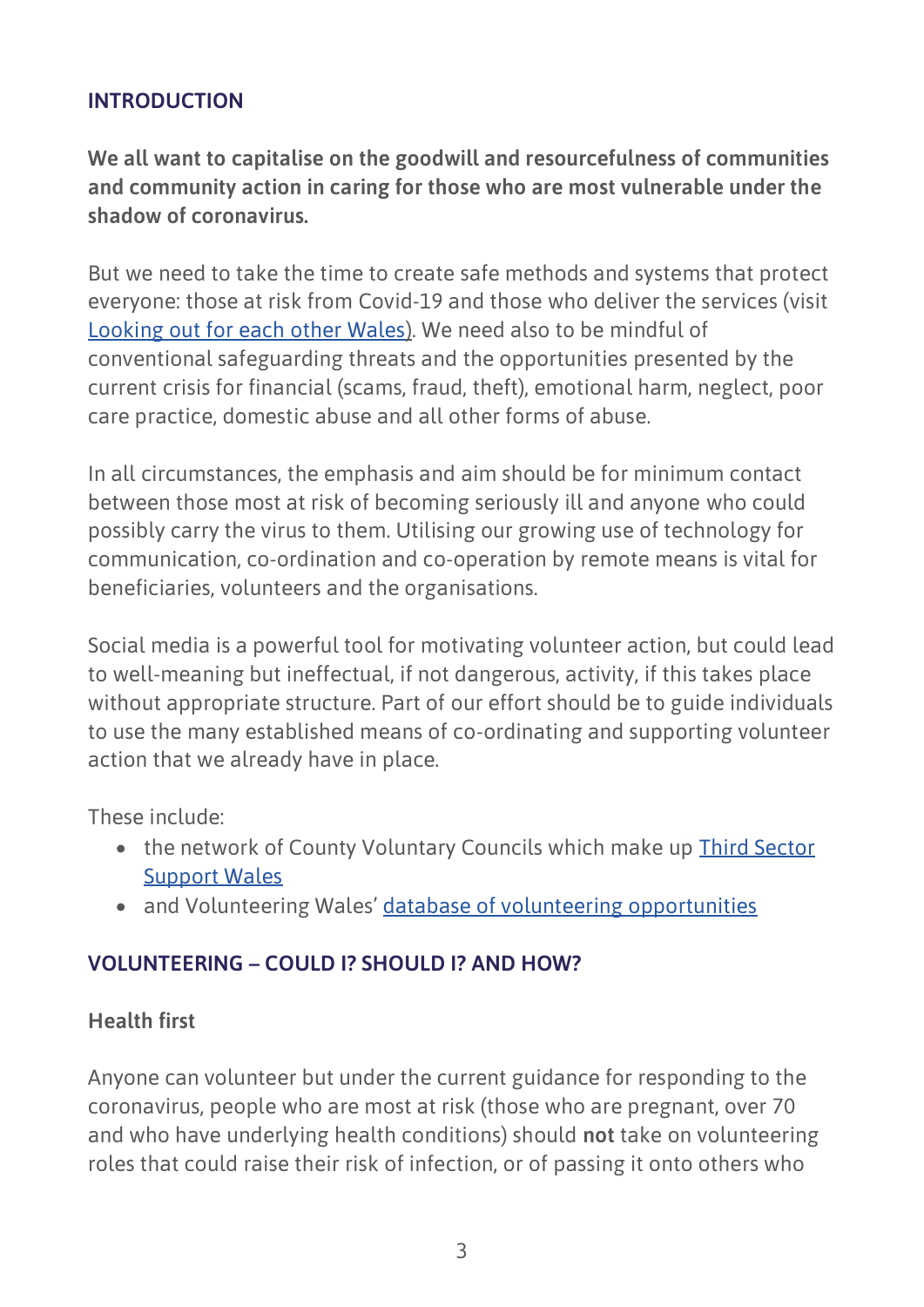## INTRODUCTION

**We all want to capitalise on the goodwill and resourcefulness of communities and community action in caring for those who are most vulnerable under the shadow of coronavirus.**

But we need to take the time to create safe methods and systems that protect everyone: those at risk from Covid-19 and those who deliver the services (visit Looking out for each other Wales). We need also to be mindful of conventional safeguarding threats and the opportunities presented by the current crisis for financial (scams, fraud, theft), emotional harm, neglect, poor care practice, domestic abuse and all other forms of abuse.

In all circumstances, the emphasis and aim should be for minimum contact between those most at risk of becoming seriously ill and anyone who could possibly carry the virus to them. Utilising our growing use of technology for communication, co-ordination and co-operation by remote means is vital for beneficiaries, volunteers and the organisations.

Social media is a powerful tool for motivating volunteer action, but could lead to well-meaning but ineffectual, if not dangerous, activity, if this takes place without appropriate structure. Part of our effort should be to guide individuals to use the many established means of co-ordinating and supporting volunteer action that we already have in place.

These include:

- the network of County Voluntary Councils which make up Third Sector Support Wales
- and Volunteering Wales' database of volunteering opportunities

## VOLUNTEERING – COULD I? SHOULD I? AND HOW?

### Health first

Anyone can volunteer but under the current guidance for responding to the coronavirus, people who are most at risk (those who are pregnant, over 70 and who have underlying health conditions) should **not** take on volunteering roles that could raise their risk of infection, or of passing it onto others who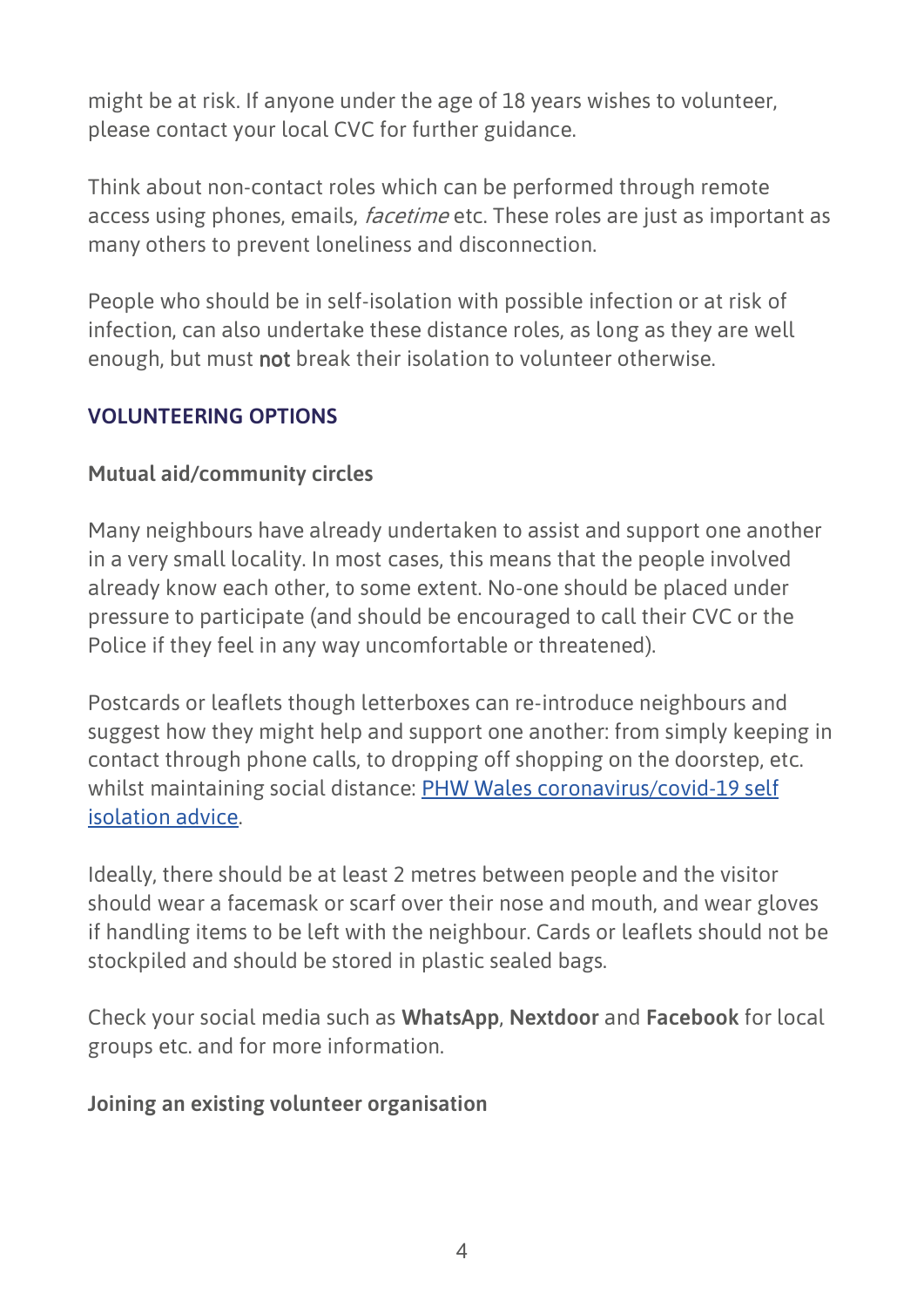might be at risk. If anyone under the age of 18 years wishes to volunteer, please contact your local CVC for further guidance.

Think about non-contact roles which can be performed through remote access using phones, emails, *facetime* etc. These roles are just as important as many others to prevent loneliness and disconnection.

People who should be in self-isolation with possible infection or at risk of infection, can also undertake these distance roles, as long as they are well enough, but must **not** break their isolation to volunteer otherwise.

## VOLUNTEERING OPTIONS

### Mutual aid/community circles

Many neighbours have already undertaken to assist and support one another in a very small locality. In most cases, this means that the people involved already know each other, to some extent. No-one should be placed under pressure to participate (and should be encouraged to call their CVC or the Police if they feel in any way uncomfortable or threatened).

Postcards or leaflets though letterboxes can re-introduce neighbours and suggest how they might help and support one another: from simply keeping in contact through phone calls, to dropping off shopping on the doorstep, etc. whilst maintaining social distance: PHW Wales coronavirus/covid-19 self isolation advice.

Ideally, there should be at least 2 metres between people and the visitor should wear a facemask or scarf over their nose and mouth, and wear gloves if handling items to be left with the neighbour. Cards or leaflets should not be stockpiled and should be stored in plastic sealed bags.

Check your social media such as **WhatsApp**, **Nextdoor** and **Facebook** for local groups etc. and for more information.

### Joining an existing volunteer organisation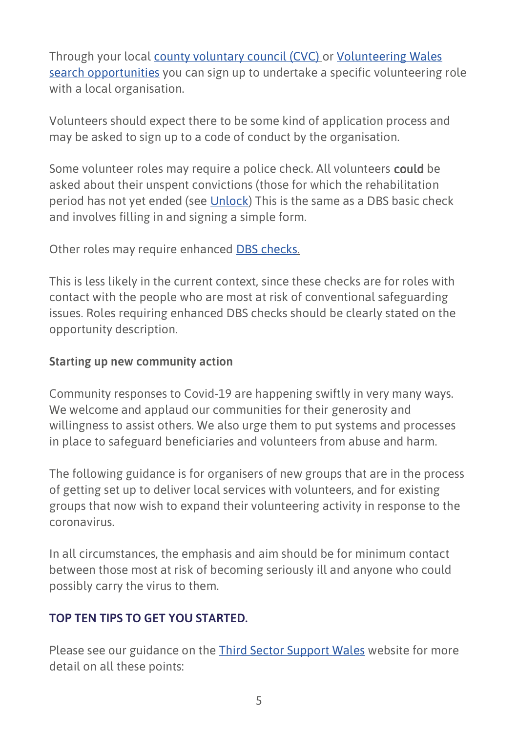Through your local [county voluntary council (CVC)]() or [Volunteering Wales search opportunities]() you can sign up to undertake a specific volunteering role with a local organisation.

Volunteers should expect there to be some kind of application process and may be asked to sign up to a code of conduct by the organisation.

Some volunteer roles may require a police check. All volunteers **could** be asked about their unspent convictions (those for which the rehabilitation period has not yet ended (see [Unlock]()) This is the same as a DBS basic check and involves filling in and signing a simple form.

Other roles may require enhanced [DBS checks.]()

This is less likely in the current context, since these checks are for roles with contact with the people who are most at risk of conventional safeguarding issues. Roles requiring enhanced DBS checks should be clearly stated on the opportunity description.

### Starting up new community action

Community responses to Covid-19 are happening swiftly in very many ways. We welcome and applaud our communities for their generosity and willingness to assist others. We also urge them to put systems and processes in place to safeguard beneficiaries and volunteers from abuse and harm.

The following guidance is for organisers of new groups that are in the process of getting set up to deliver local services with volunteers, and for existing groups that now wish to expand their volunteering activity in response to the coronavirus.

In all circumstances, the emphasis and aim should be for minimum contact between those most at risk of becoming seriously ill and anyone who could possibly carry the virus to them.

### TOP TEN TIPS TO GET YOU STARTED.

Please see our guidance on the [Third Sector Support Wales]() website for more detail on all these points: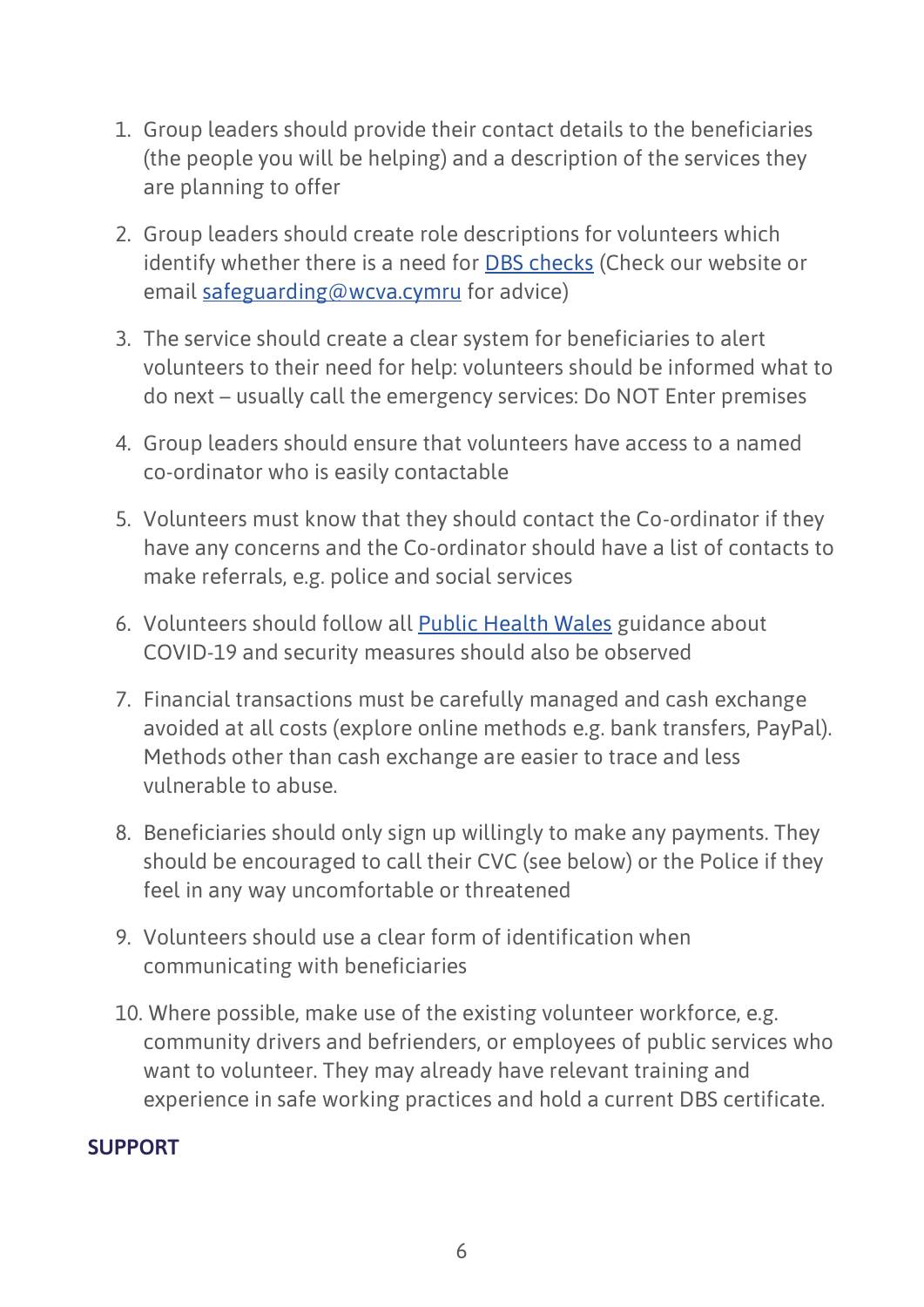1. Group leaders should provide their contact details to the beneficiaries (the people you will be helping) and a description of the services they are planning to offer

2. Group leaders should create role descriptions for volunteers which identify whether there is a need for [DBS checks]() (Check our website or email [safeguarding@wcva.cymru]() for advice)

3. The service should create a clear system for beneficiaries to alert volunteers to their need for help: volunteers should be informed what to do next – usually call the emergency services: Do NOT Enter premises

4. Group leaders should ensure that volunteers have access to a named co-ordinator who is easily contactable

5. Volunteers must know that they should contact the Co-ordinator if they have any concerns and the Co-ordinator should have a list of contacts to make referrals, e.g. police and social services

6. Volunteers should follow all [Public Health Wales]() guidance about COVID-19 and security measures should also be observed

7. Financial transactions must be carefully managed and cash exchange avoided at all costs (explore online methods e.g. bank transfers, PayPal). Methods other than cash exchange are easier to trace and less vulnerable to abuse.

8. Beneficiaries should only sign up willingly to make any payments. They should be encouraged to call their CVC (see below) or the Police if they feel in any way uncomfortable or threatened

9. Volunteers should use a clear form of identification when communicating with beneficiaries

10. Where possible, make use of the existing volunteer workforce, e.g. community drivers and befrienders, or employees of public services who want to volunteer. They may already have relevant training and experience in safe working practices and hold a current DBS certificate.

## SUPPORT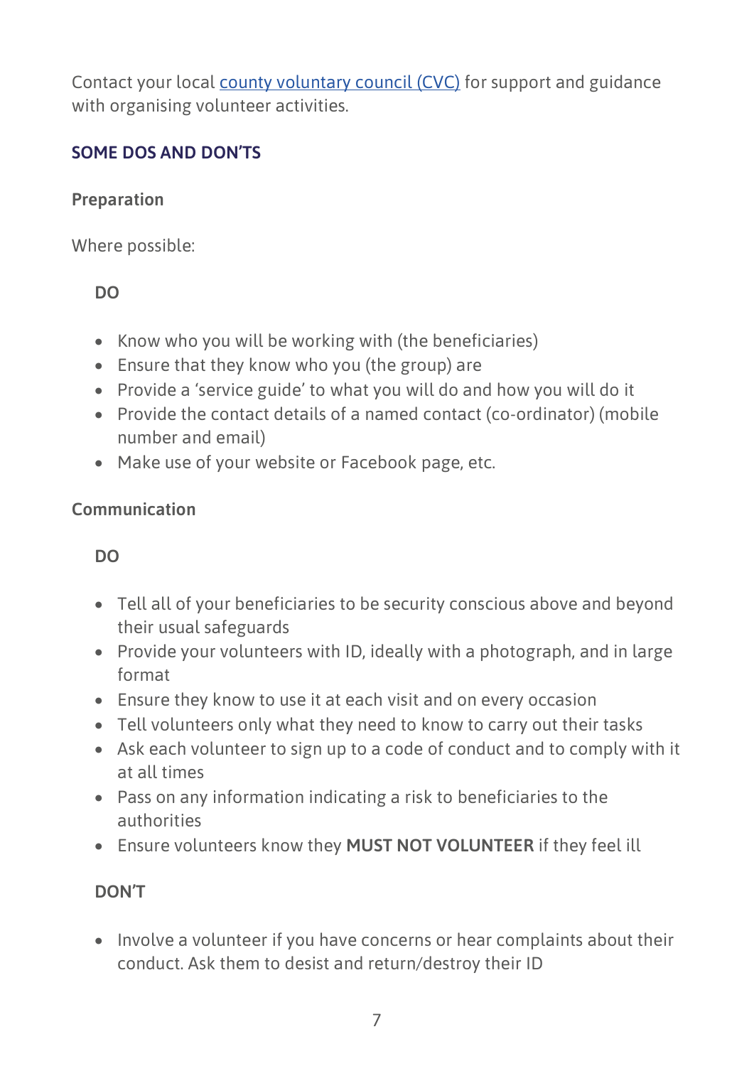Contact your local [county voluntary council (CVC)]() for support and guidance with organising volunteer activities.

## SOME DOS AND DON'TS

### Preparation

Where possible:

**DO**

- Know who you will be working with (the beneficiaries)
- Ensure that they know who you (the group) are
- Provide a 'service guide' to what you will do and how you will do it
- Provide the contact details of a named contact (co-ordinator) (mobile number and email)
- Make use of your website or Facebook page, etc.

### Communication

**DO**

- Tell all of your beneficiaries to be security conscious above and beyond their usual safeguards
- Provide your volunteers with ID, ideally with a photograph, and in large format
- Ensure they know to use it at each visit and on every occasion
- Tell volunteers only what they need to know to carry out their tasks
- Ask each volunteer to sign up to a code of conduct and to comply with it at all times
- Pass on any information indicating a risk to beneficiaries to the authorities
- Ensure volunteers know they **MUST NOT VOLUNTEER** if they feel ill

**DON'T**

- Involve a volunteer if you have concerns or hear complaints about their conduct. Ask them to desist and return/destroy their ID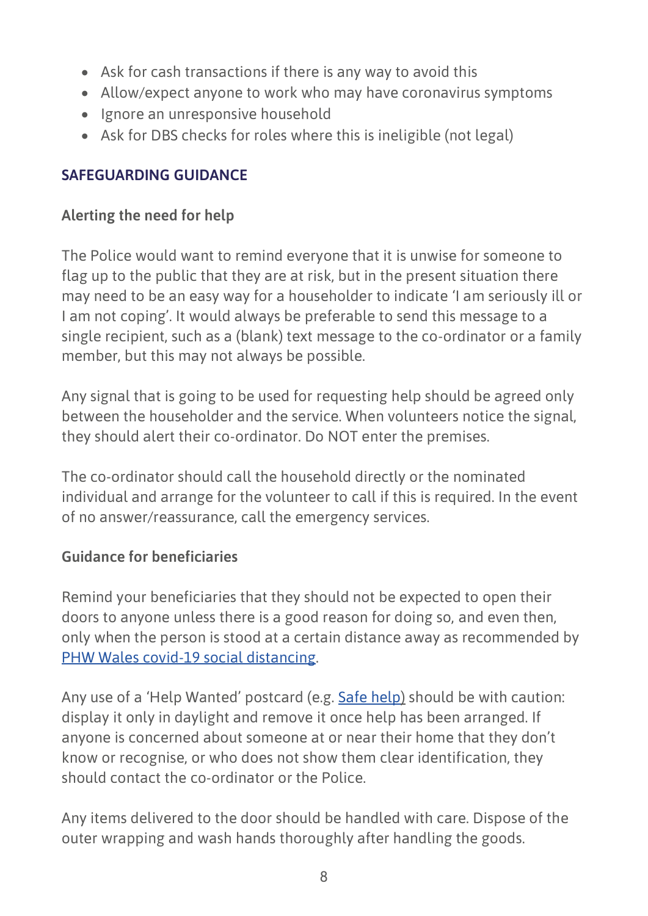- Ask for cash transactions if there is any way to avoid this
- Allow/expect anyone to work who may have coronavirus symptoms
- Ignore an unresponsive household
- Ask for DBS checks for roles where this is ineligible (not legal)

## SAFEGUARDING GUIDANCE

### Alerting the need for help

The Police would want to remind everyone that it is unwise for someone to flag up to the public that they are at risk, but in the present situation there may need to be an easy way for a householder to indicate 'I am seriously ill or I am not coping'. It would always be preferable to send this message to a single recipient, such as a (blank) text message to the co-ordinator or a family member, but this may not always be possible.

Any signal that is going to be used for requesting help should be agreed only between the householder and the service. When volunteers notice the signal, they should alert their co-ordinator. Do NOT enter the premises.

The co-ordinator should call the household directly or the nominated individual and arrange for the volunteer to call if this is required. In the event of no answer/reassurance, call the emergency services.

### Guidance for beneficiaries

Remind your beneficiaries that they should not be expected to open their doors to anyone unless there is a good reason for doing so, and even then, only when the person is stood at a certain distance away as recommended by PHW Wales covid-19 social distancing.

Any use of a 'Help Wanted' postcard (e.g. Safe help) should be with caution: display it only in daylight and remove it once help has been arranged. If anyone is concerned about someone at or near their home that they don't know or recognise, or who does not show them clear identification, they should contact the co-ordinator or the Police.

Any items delivered to the door should be handled with care. Dispose of the outer wrapping and wash hands thoroughly after handling the goods.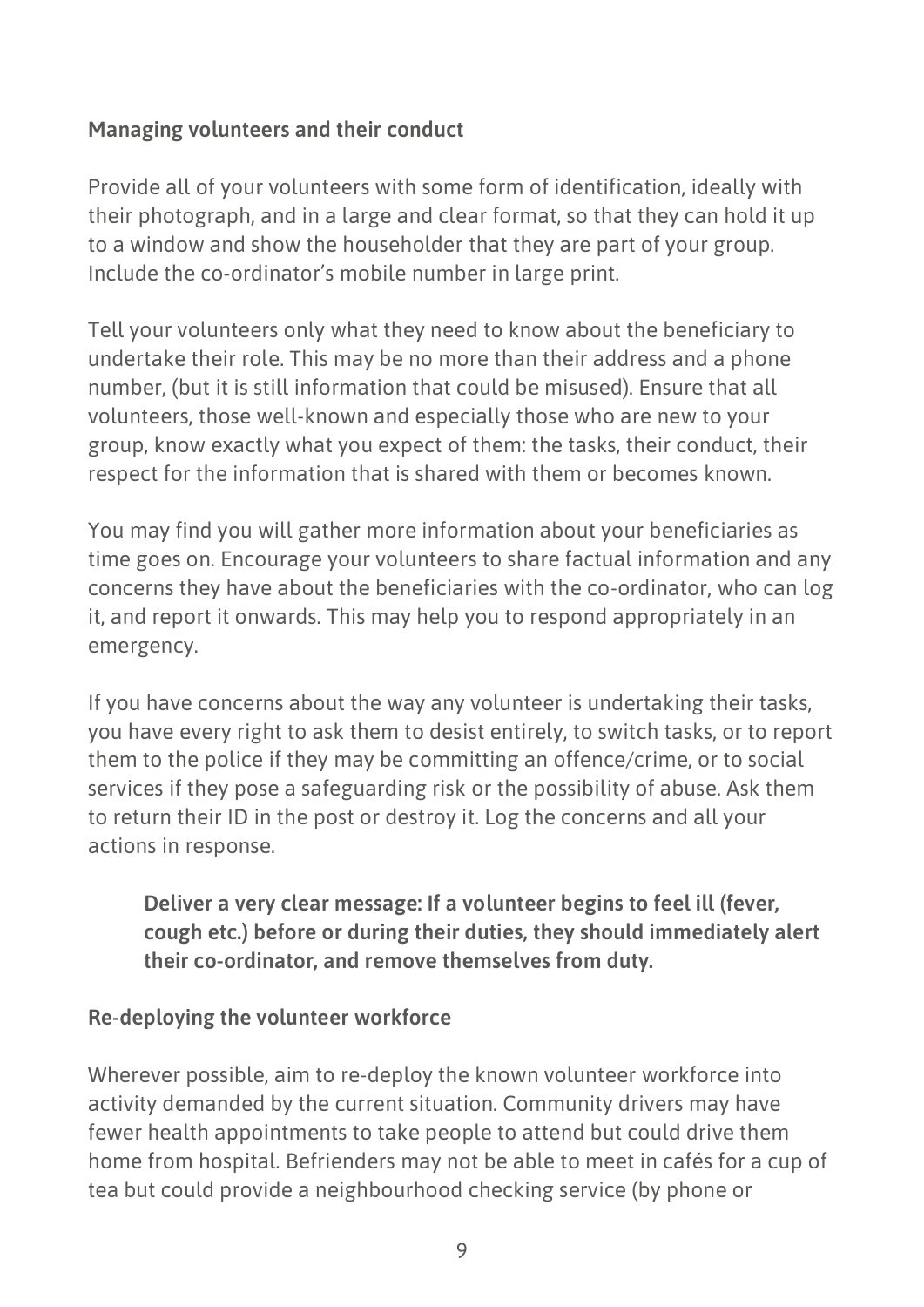### Managing volunteers and their conduct

Provide all of your volunteers with some form of identification, ideally with their photograph, and in a large and clear format, so that they can hold it up to a window and show the householder that they are part of your group. Include the co-ordinator's mobile number in large print.

Tell your volunteers only what they need to know about the beneficiary to undertake their role. This may be no more than their address and a phone number, (but it is still information that could be misused). Ensure that all volunteers, those well-known and especially those who are new to your group, know exactly what you expect of them: the tasks, their conduct, their respect for the information that is shared with them or becomes known.

You may find you will gather more information about your beneficiaries as time goes on. Encourage your volunteers to share factual information and any concerns they have about the beneficiaries with the co-ordinator, who can log it, and report it onwards. This may help you to respond appropriately in an emergency.

If you have concerns about the way any volunteer is undertaking their tasks, you have every right to ask them to desist entirely, to switch tasks, or to report them to the police if they may be committing an offence/crime, or to social services if they pose a safeguarding risk or the possibility of abuse. Ask them to return their ID in the post or destroy it. Log the concerns and all your actions in response.

> **Deliver a very clear message: If a volunteer begins to feel ill (fever, cough etc.) before or during their duties, they should immediately alert their co-ordinator, and remove themselves from duty.**

### Re-deploying the volunteer workforce

Wherever possible, aim to re-deploy the known volunteer workforce into activity demanded by the current situation. Community drivers may have fewer health appointments to take people to attend but could drive them home from hospital. Befrienders may not be able to meet in cafés for a cup of tea but could provide a neighbourhood checking service (by phone or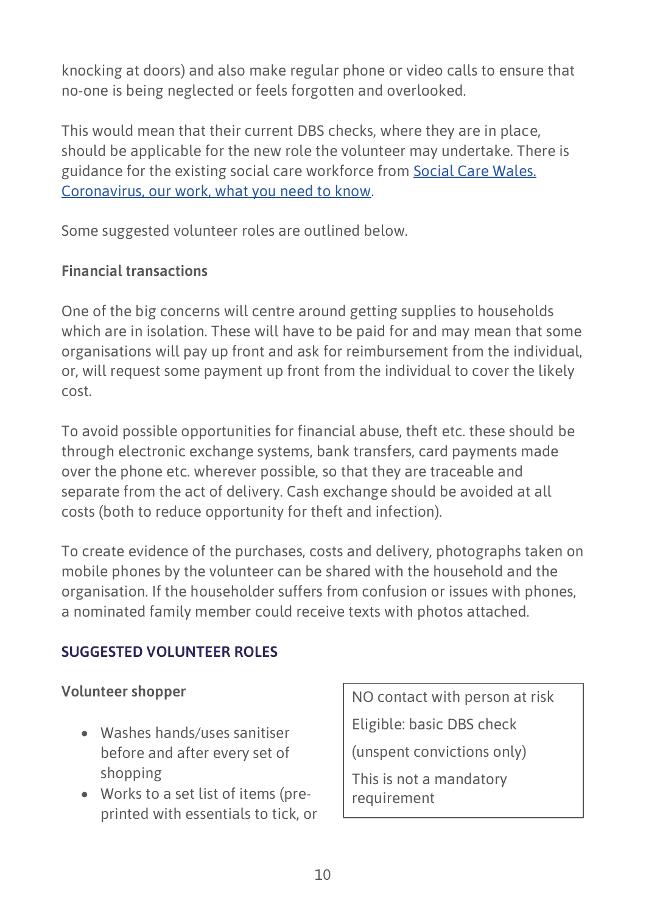knocking at doors) and also make regular phone or video calls to ensure that no-one is being neglected or feels forgotten and overlooked.

This would mean that their current DBS checks, where they are in place, should be applicable for the new role the volunteer may undertake. There is guidance for the existing social care workforce from [Social Care Wales. Coronavirus, our work, what you need to know](#).

Some suggested volunteer roles are outlined below.

**Financial transactions**

One of the big concerns will centre around getting supplies to households which are in isolation. These will have to be paid for and may mean that some organisations will pay up front and ask for reimbursement from the individual, or, will request some payment up front from the individual to cover the likely cost.

To avoid possible opportunities for financial abuse, theft etc. these should be through electronic exchange systems, bank transfers, card payments made over the phone etc. wherever possible, so that they are traceable and separate from the act of delivery. Cash exchange should be avoided at all costs (both to reduce opportunity for theft and infection).

To create evidence of the purchases, costs and delivery, photographs taken on mobile phones by the volunteer can be shared with the household and the organisation. If the householder suffers from confusion or issues with phones, a nominated family member could receive texts with photos attached.

## SUGGESTED VOLUNTEER ROLES

**Volunteer shopper**

| NO contact with person at risk<br>Eligible: basic DBS check<br>(unspent convictions only)<br>This is not a mandatory requirement |
|---|

- Washes hands/uses sanitiser before and after every set of shopping
- Works to a set list of items (pre-printed with essentials to tick, or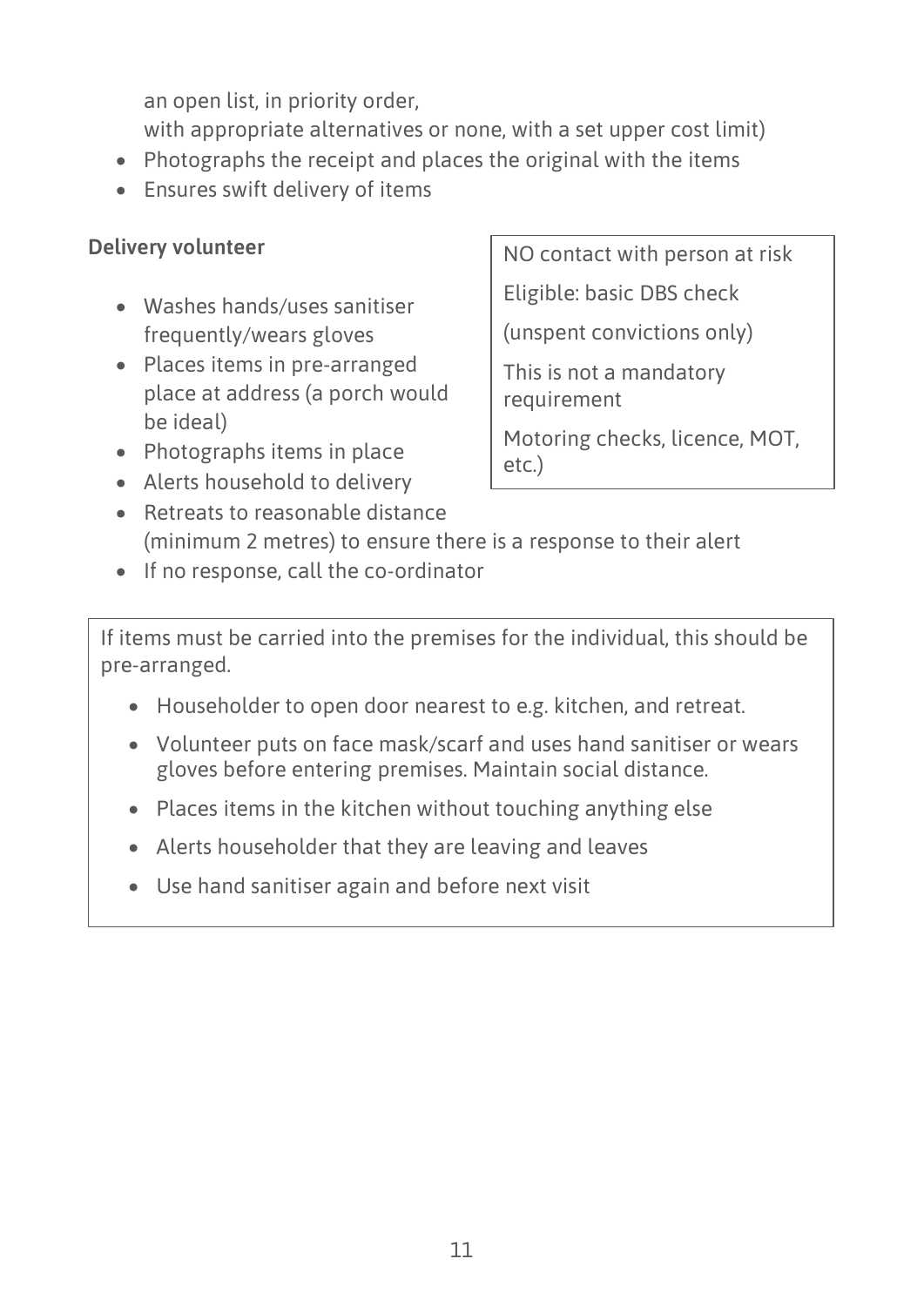an open list, in priority order,
with appropriate alternatives or none, with a set upper cost limit)

- Photographs the receipt and places the original with the items
- Ensures swift delivery of items

**Delivery volunteer**

- Washes hands/uses sanitiser frequently/wears gloves
- Places items in pre-arranged place at address (a porch would be ideal)
- Photographs items in place
- Alerts household to delivery
- Retreats to reasonable distance (minimum 2 metres) to ensure there is a response to their alert
- If no response, call the co-ordinator

NO contact with person at risk

Eligible: basic DBS check

(unspent convictions only)

This is not a mandatory requirement

Motoring checks, licence, MOT, etc.)

If items must be carried into the premises for the individual, this should be pre-arranged.

- Householder to open door nearest to e.g. kitchen, and retreat.
- Volunteer puts on face mask/scarf and uses hand sanitiser or wears gloves before entering premises. Maintain social distance.
- Places items in the kitchen without touching anything else
- Alerts householder that they are leaving and leaves
- Use hand sanitiser again and before next visit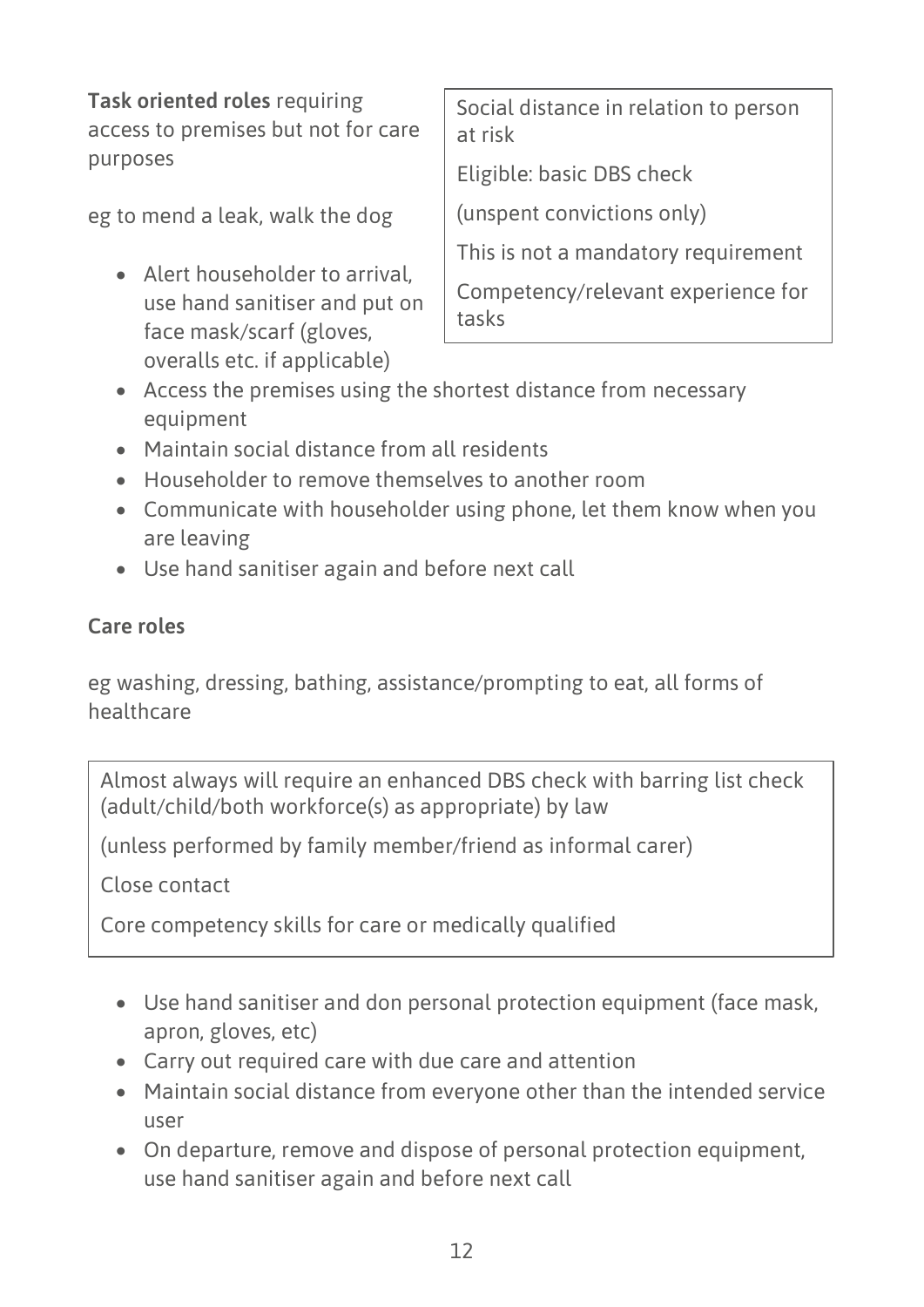**Task oriented roles** requiring access to premises but not for care purposes

eg to mend a leak, walk the dog

> Social distance in relation to person at risk
>
> Eligible: basic DBS check
>
> (unspent convictions only)
>
> This is not a mandatory requirement
>
> Competency/relevant experience for tasks

- Alert householder to arrival, use hand sanitiser and put on face mask/scarf (gloves, overalls etc. if applicable)
- Access the premises using the shortest distance from necessary equipment
- Maintain social distance from all residents
- Householder to remove themselves to another room
- Communicate with householder using phone, let them know when you are leaving
- Use hand sanitiser again and before next call

**Care roles**

eg washing, dressing, bathing, assistance/prompting to eat, all forms of healthcare

> Almost always will require an enhanced DBS check with barring list check (adult/child/both workforce(s) as appropriate) by law
>
> (unless performed by family member/friend as informal carer)
>
> Close contact
>
> Core competency skills for care or medically qualified

- Use hand sanitiser and don personal protection equipment (face mask, apron, gloves, etc)
- Carry out required care with due care and attention
- Maintain social distance from everyone other than the intended service user
- On departure, remove and dispose of personal protection equipment, use hand sanitiser again and before next call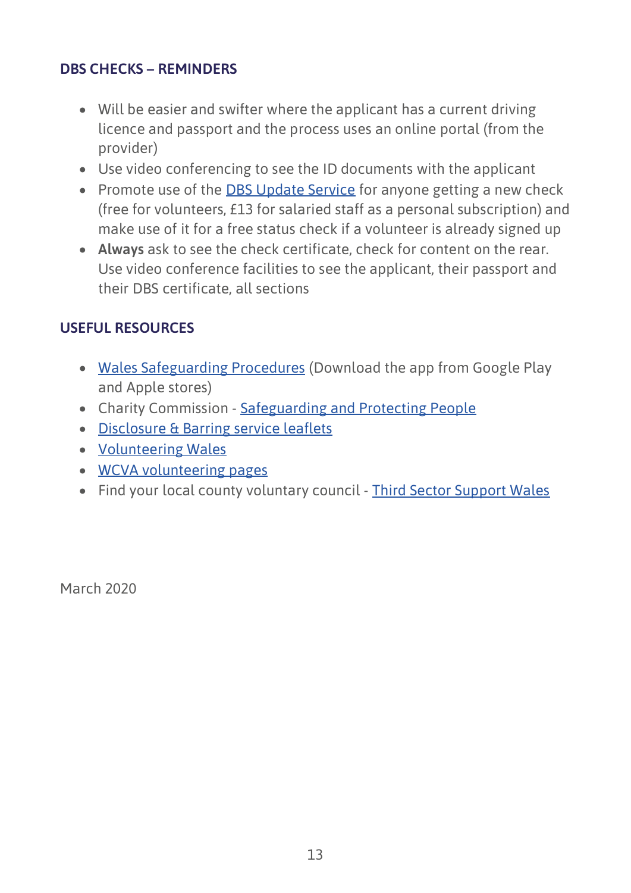## DBS CHECKS – REMINDERS

- Will be easier and swifter where the applicant has a current driving licence and passport and the process uses an online portal (from the provider)
- Use video conferencing to see the ID documents with the applicant
- Promote use of the DBS Update Service for anyone getting a new check (free for volunteers, £13 for salaried staff as a personal subscription) and make use of it for a free status check if a volunteer is already signed up
- **Always** ask to see the check certificate, check for content on the rear. Use video conference facilities to see the applicant, their passport and their DBS certificate, all sections

## USEFUL RESOURCES

- Wales Safeguarding Procedures (Download the app from Google Play and Apple stores)
- Charity Commission - Safeguarding and Protecting People
- Disclosure & Barring service leaflets
- Volunteering Wales
- WCVA volunteering pages
- Find your local county voluntary council - Third Sector Support Wales

March 2020